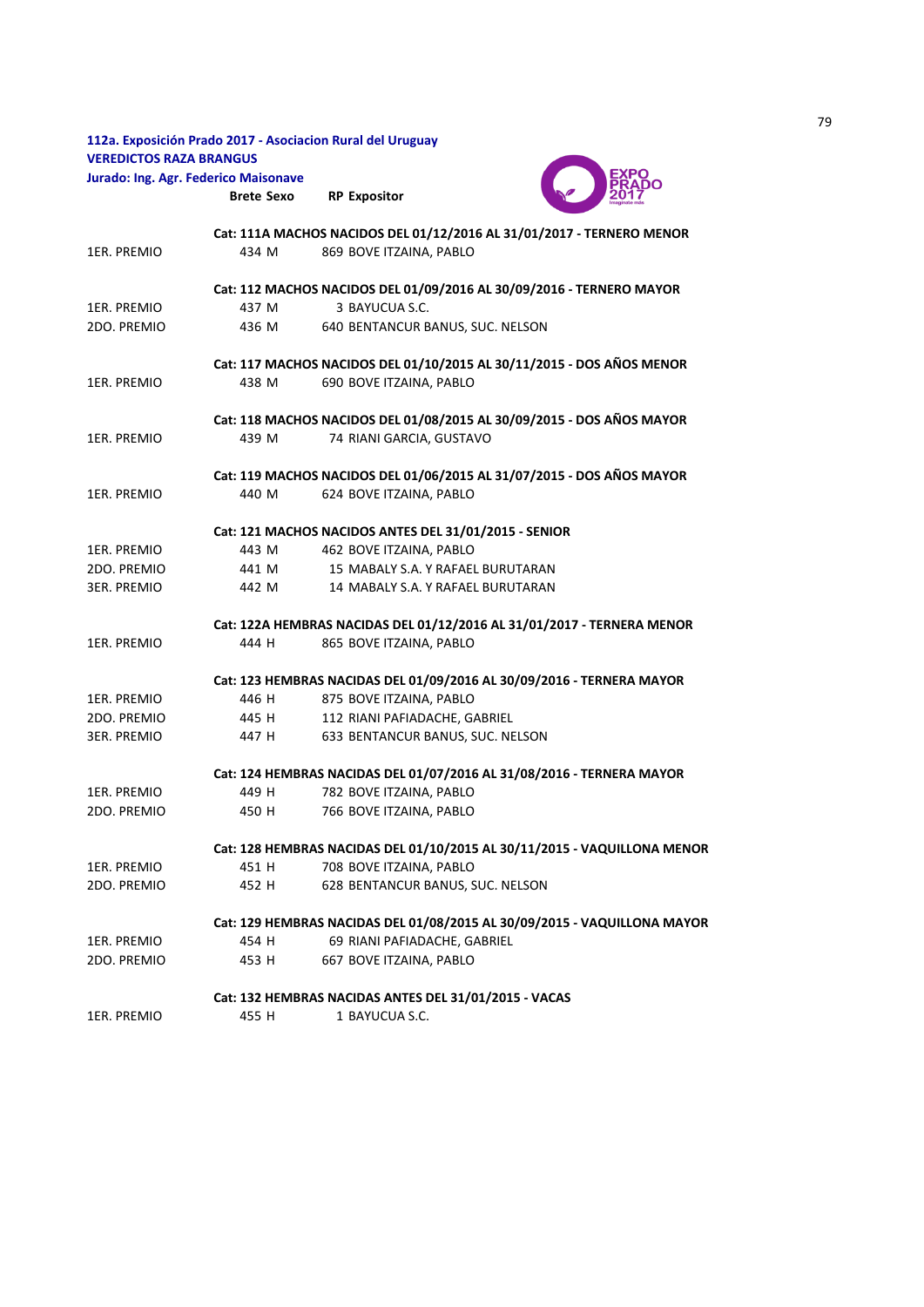**112a. Exposición Prado 2017 - Asociacion Rural del Uruguay**
**VEREDICTOS RAZA BRANGUS**
**Jurado: Ing. Agr. Federico Maisonave**

| | Brete | Sexo | RP | Expositor |
|---|---|---|---|---|
| | **Cat: 111A MACHOS NACIDOS DEL 01/12/2016 AL 31/01/2017 - TERNERO MENOR** | | | |
| 1ER. PREMIO | 434 | M | 869 | BOVE ITZAINA, PABLO |
| | **Cat: 112 MACHOS NACIDOS DEL 01/09/2016 AL 30/09/2016 - TERNERO MAYOR** | | | |
| 1ER. PREMIO | 437 | M | 3 | BAYUCUA S.C. |
| 2DO. PREMIO | 436 | M | 640 | BENTANCUR BANUS, SUC. NELSON |
| | **Cat: 117 MACHOS NACIDOS DEL 01/10/2015 AL 30/11/2015 - DOS AÑOS MENOR** | | | |
| 1ER. PREMIO | 438 | M | 690 | BOVE ITZAINA, PABLO |
| | **Cat: 118 MACHOS NACIDOS DEL 01/08/2015 AL 30/09/2015 - DOS AÑOS MAYOR** | | | |
| 1ER. PREMIO | 439 | M | 74 | RIANI GARCIA, GUSTAVO |
| | **Cat: 119 MACHOS NACIDOS DEL 01/06/2015 AL 31/07/2015 - DOS AÑOS MAYOR** | | | |
| 1ER. PREMIO | 440 | M | 624 | BOVE ITZAINA, PABLO |
| | **Cat: 121 MACHOS NACIDOS ANTES DEL 31/01/2015 - SENIOR** | | | |
| 1ER. PREMIO | 443 | M | 462 | BOVE ITZAINA, PABLO |
| 2DO. PREMIO | 441 | M | 15 | MABALY S.A. Y RAFAEL BURUTARAN |
| 3ER. PREMIO | 442 | M | 14 | MABALY S.A. Y RAFAEL BURUTARAN |
| | **Cat: 122A HEMBRAS NACIDAS DEL 01/12/2016 AL 31/01/2017 - TERNERA MENOR** | | | |
| 1ER. PREMIO | 444 | H | 865 | BOVE ITZAINA, PABLO |
| | **Cat: 123 HEMBRAS NACIDAS DEL 01/09/2016 AL 30/09/2016 - TERNERA MAYOR** | | | |
| 1ER. PREMIO | 446 | H | 875 | BOVE ITZAINA, PABLO |
| 2DO. PREMIO | 445 | H | 112 | RIANI PAFIADACHE, GABRIEL |
| 3ER. PREMIO | 447 | H | 633 | BENTANCUR BANUS, SUC. NELSON |
| | **Cat: 124 HEMBRAS NACIDAS DEL 01/07/2016 AL 31/08/2016 - TERNERA MAYOR** | | | |
| 1ER. PREMIO | 449 | H | 782 | BOVE ITZAINA, PABLO |
| 2DO. PREMIO | 450 | H | 766 | BOVE ITZAINA, PABLO |
| | **Cat: 128 HEMBRAS NACIDAS DEL 01/10/2015 AL 30/11/2015 - VAQUILLONA MENOR** | | | |
| 1ER. PREMIO | 451 | H | 708 | BOVE ITZAINA, PABLO |
| 2DO. PREMIO | 452 | H | 628 | BENTANCUR BANUS, SUC. NELSON |
| | **Cat: 129 HEMBRAS NACIDAS DEL 01/08/2015 AL 30/09/2015 - VAQUILLONA MAYOR** | | | |
| 1ER. PREMIO | 454 | H | 69 | RIANI PAFIADACHE, GABRIEL |
| 2DO. PREMIO | 453 | H | 667 | BOVE ITZAINA, PABLO |
| | **Cat: 132 HEMBRAS NACIDAS ANTES DEL 31/01/2015 - VACAS** | | | |
| 1ER. PREMIO | 455 | H | 1 | BAYUCUA S.C. |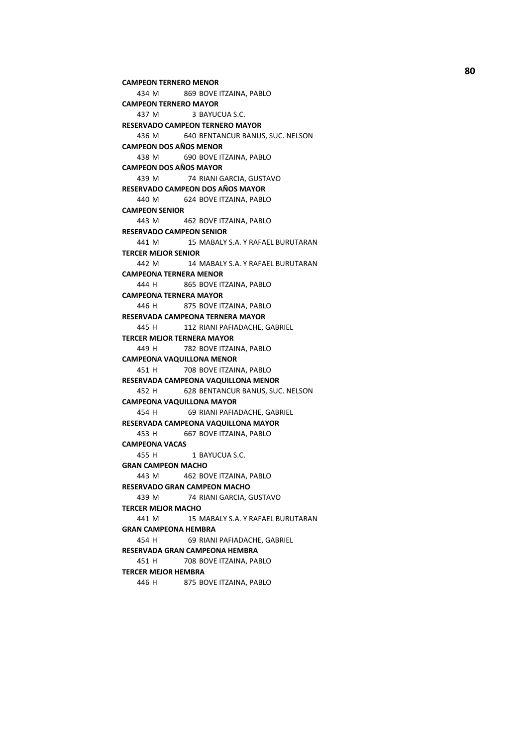**CAMPEON TERNERO MENOR**

434 M 869 BOVE ITZAINA, PABLO

**CAMPEON TERNERO MAYOR**

437 M 3 BAYUCUA S.C.

**RESERVADO CAMPEON TERNERO MAYOR**

436 M 640 BENTANCUR BANUS, SUC. NELSON

**CAMPEON DOS AÑOS MENOR**

438 M 690 BOVE ITZAINA, PABLO

**CAMPEON DOS AÑOS MAYOR**

439 M 74 RIANI GARCIA, GUSTAVO

**RESERVADO CAMPEON DOS AÑOS MAYOR**

440 M 624 BOVE ITZAINA, PABLO

**CAMPEON SENIOR**

443 M 462 BOVE ITZAINA, PABLO

**RESERVADO CAMPEON SENIOR**

441 M 15 MABALY S.A. Y RAFAEL BURUTARAN

**TERCER MEJOR SENIOR**

442 M 14 MABALY S.A. Y RAFAEL BURUTARAN

**CAMPEONA TERNERA MENOR**

444 H 865 BOVE ITZAINA, PABLO

**CAMPEONA TERNERA MAYOR**

446 H 875 BOVE ITZAINA, PABLO

**RESERVADA CAMPEONA TERNERA MAYOR**

445 H 112 RIANI PAFIADACHE, GABRIEL

**TERCER MEJOR TERNERA MAYOR**

449 H 782 BOVE ITZAINA, PABLO

**CAMPEONA VAQUILLONA MENOR**

451 H 708 BOVE ITZAINA, PABLO

**RESERVADA CAMPEONA VAQUILLONA MENOR**

452 H 628 BENTANCUR BANUS, SUC. NELSON

**CAMPEONA VAQUILLONA MAYOR**

454 H 69 RIANI PAFIADACHE, GABRIEL

**RESERVADA CAMPEONA VAQUILLONA MAYOR**

453 H 667 BOVE ITZAINA, PABLO

**CAMPEONA VACAS**

455 H 1 BAYUCUA S.C.

**GRAN CAMPEON MACHO**

443 M 462 BOVE ITZAINA, PABLO

**RESERVADO GRAN CAMPEON MACHO**

439 M 74 RIANI GARCIA, GUSTAVO

**TERCER MEJOR MACHO**

441 M 15 MABALY S.A. Y RAFAEL BURUTARAN

**GRAN CAMPEONA HEMBRA**

454 H 69 RIANI PAFIADACHE, GABRIEL

**RESERVADA GRAN CAMPEONA HEMBRA**

451 H 708 BOVE ITZAINA, PABLO

**TERCER MEJOR HEMBRA**

446 H 875 BOVE ITZAINA, PABLO